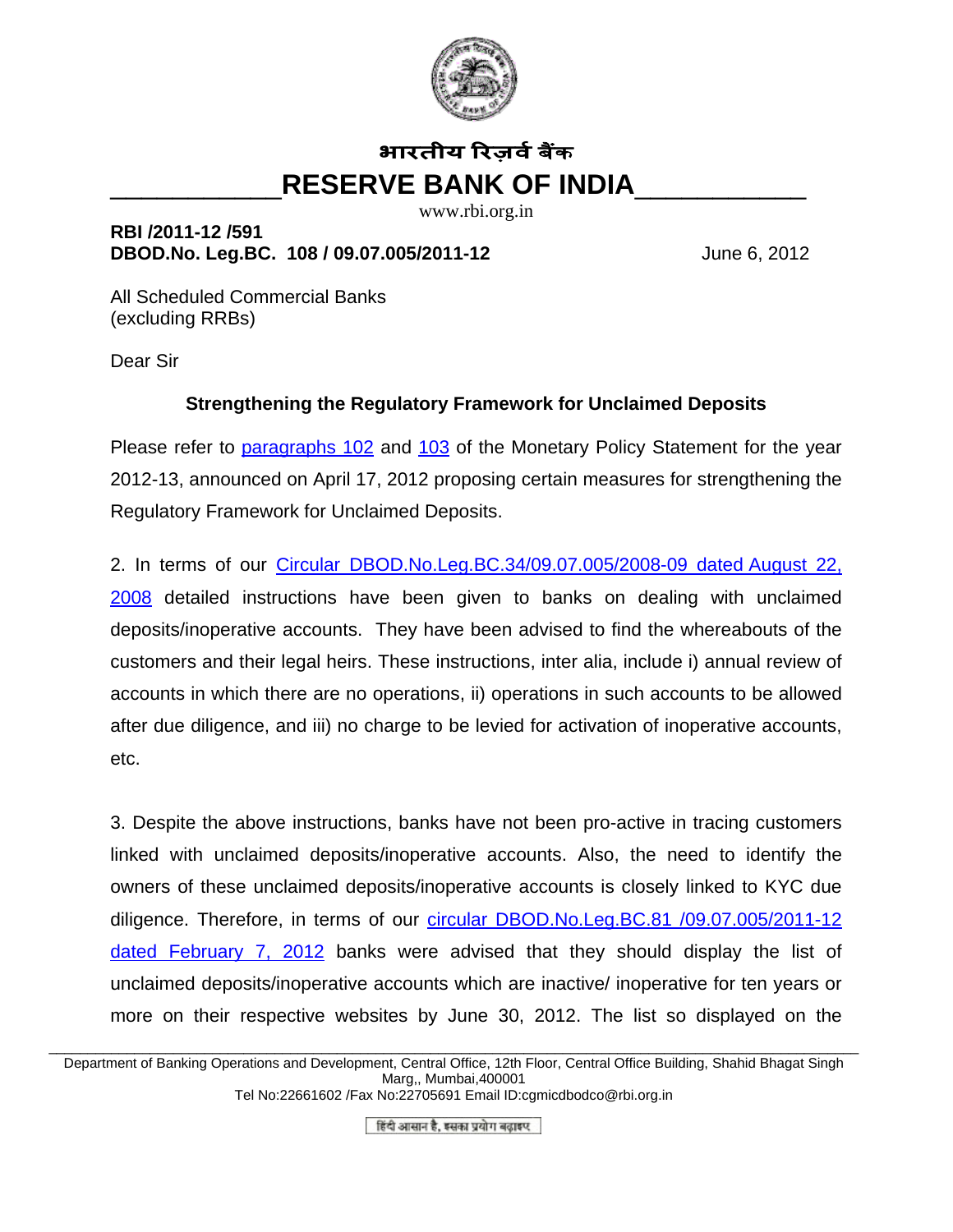भारतीय रिज़र्व बैंक

# RESERVE BANK OF INDIA

www.rbi.org.in

**RBI /2011-12 /591**
**DBOD.No. Leg.BC. 108 / 09.07.005/2011-12** June 6, 2012

All Scheduled Commercial Banks
(excluding RRBs)

Dear Sir

**Strengthening the Regulatory Framework for Unclaimed Deposits**

Please refer to paragraphs 102 and 103 of the Monetary Policy Statement for the year 2012-13, announced on April 17, 2012 proposing certain measures for strengthening the Regulatory Framework for Unclaimed Deposits.

2. In terms of our Circular DBOD.No.Leg.BC.34/09.07.005/2008-09 dated August 22, 2008 detailed instructions have been given to banks on dealing with unclaimed deposits/inoperative accounts. They have been advised to find the whereabouts of the customers and their legal heirs. These instructions, inter alia, include i) annual review of accounts in which there are no operations, ii) operations in such accounts to be allowed after due diligence, and iii) no charge to be levied for activation of inoperative accounts, etc.

3. Despite the above instructions, banks have not been pro-active in tracing customers linked with unclaimed deposits/inoperative accounts. Also, the need to identify the owners of these unclaimed deposits/inoperative accounts is closely linked to KYC due diligence. Therefore, in terms of our circular DBOD.No.Leg.BC.81 /09.07.005/2011-12 dated February 7, 2012 banks were advised that they should display the list of unclaimed deposits/inoperative accounts which are inactive/ inoperative for ten years or more on their respective websites by June 30, 2012. The list so displayed on the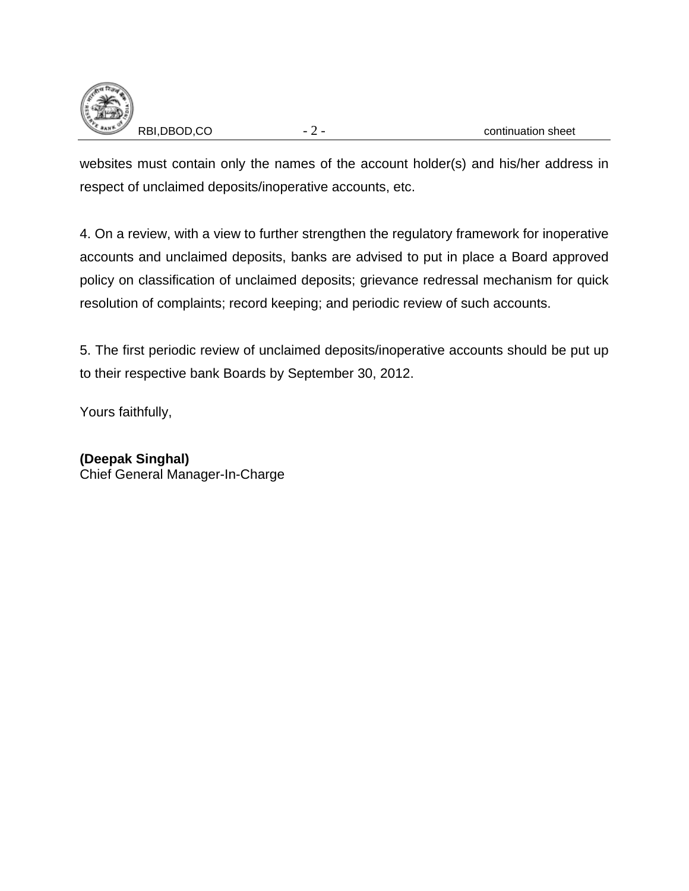websites must contain only the names of the account holder(s) and his/her address in respect of unclaimed deposits/inoperative accounts, etc.

4. On a review, with a view to further strengthen the regulatory framework for inoperative accounts and unclaimed deposits, banks are advised to put in place a Board approved policy on classification of unclaimed deposits; grievance redressal mechanism for quick resolution of complaints; record keeping; and periodic review of such accounts.

5. The first periodic review of unclaimed deposits/inoperative accounts should be put up to their respective bank Boards by September 30, 2012.

Yours faithfully,

**(Deepak Singhal)**
Chief General Manager-In-Charge